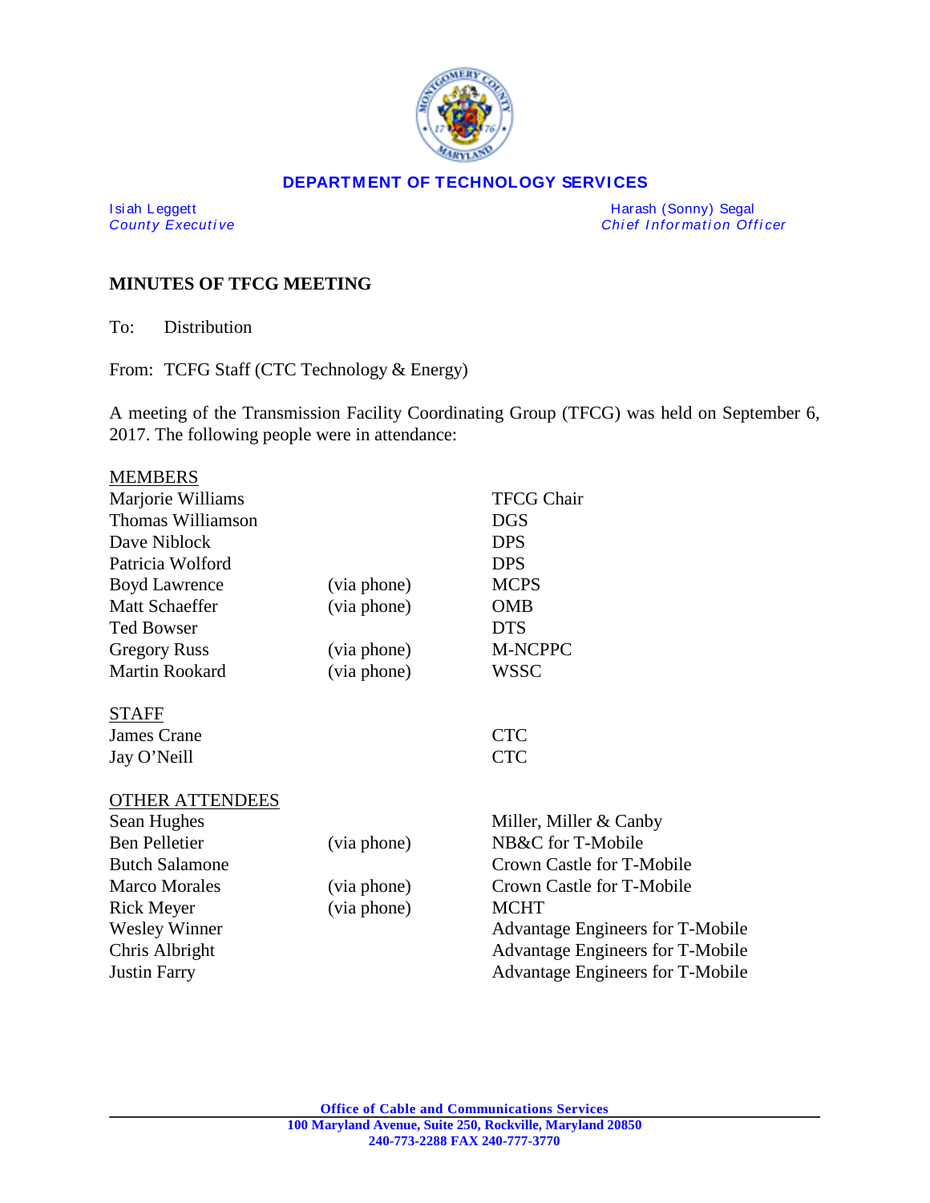**DEPARTMENT OF TECHNOLOGY SERVICES**

Isiah Leggett
*County Executive*

Harash (Sonny) Segal
*Chief Information Officer*

## MINUTES OF TFCG MEETING

To: Distribution

From: TCFG Staff (CTC Technology & Energy)

A meeting of the Transmission Facility Coordinating Group (TFCG) was held on September 6, 2017. The following people were in attendance:

MEMBERS

| | | |
|---|---|---|
| Marjorie Williams | | TFCG Chair |
| Thomas Williamson | | DGS |
| Dave Niblock | | DPS |
| Patricia Wolford | | DPS |
| Boyd Lawrence | (via phone) | MCPS |
| Matt Schaeffer | (via phone) | OMB |
| Ted Bowser | | DTS |
| Gregory Russ | (via phone) | M-NCPPC |
| Martin Rookard | (via phone) | WSSC |

STAFF

| | | |
|---|---|---|
| James Crane | | CTC |
| Jay O'Neill | | CTC |

OTHER ATTENDEES

| | | |
|---|---|---|
| Sean Hughes | | Miller, Miller & Canby |
| Ben Pelletier | (via phone) | NB&C for T-Mobile |
| Butch Salamone | | Crown Castle for T-Mobile |
| Marco Morales | (via phone) | Crown Castle for T-Mobile |
| Rick Meyer | (via phone) | MCHT |
| Wesley Winner | | Advantage Engineers for T-Mobile |
| Chris Albright | | Advantage Engineers for T-Mobile |
| Justin Farry | | Advantage Engineers for T-Mobile |

Office of Cable and Communications Services
100 Maryland Avenue, Suite 250, Rockville, Maryland 20850
240-773-2288 FAX 240-777-3770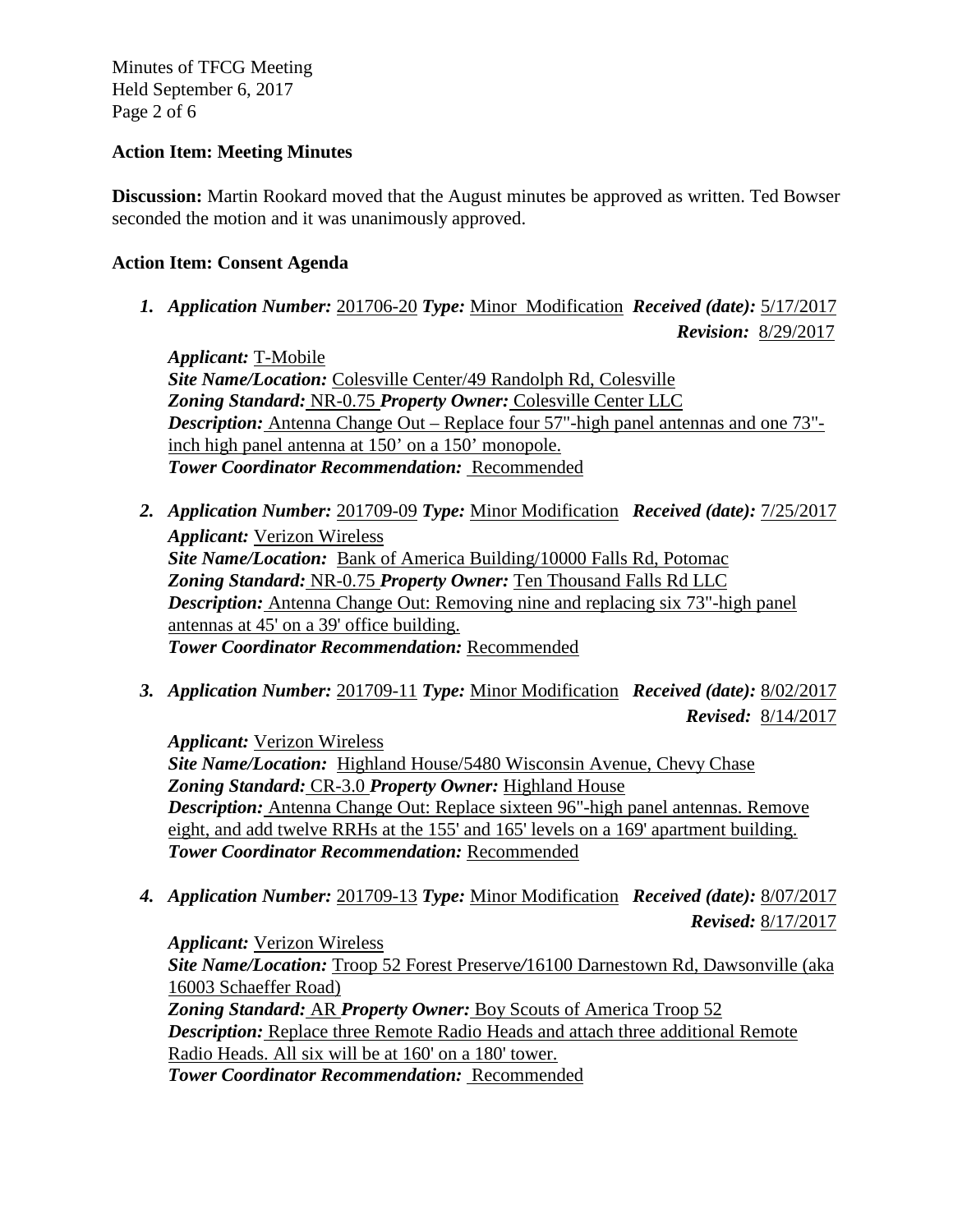**Action Item: Meeting Minutes**

**Discussion:** Martin Rookard moved that the August minutes be approved as written. Ted Bowser seconded the motion and it was unanimously approved.

**Action Item: Consent Agenda**

1. ***Application Number:*** 201706-20 ***Type:*** Minor Modification ***Received (date):*** 5/17/2017 ***Revision:*** 8/29/2017
   ***Applicant:*** T-Mobile
   ***Site Name/Location:*** Colesville Center/49 Randolph Rd, Colesville
   ***Zoning Standard:*** NR-0.75 ***Property Owner:*** Colesville Center LLC
   ***Description:*** Antenna Change Out – Replace four 57"-high panel antennas and one 73"-inch high panel antenna at 150' on a 150' monopole.
   ***Tower Coordinator Recommendation:*** Recommended

2. ***Application Number:*** 201709-09 ***Type:*** Minor Modification ***Received (date):*** 7/25/2017
   ***Applicant:*** Verizon Wireless
   ***Site Name/Location:*** Bank of America Building/10000 Falls Rd, Potomac
   ***Zoning Standard:*** NR-0.75 ***Property Owner:*** Ten Thousand Falls Rd LLC
   ***Description:*** Antenna Change Out: Removing nine and replacing six 73"-high panel antennas at 45' on a 39' office building.
   ***Tower Coordinator Recommendation:*** Recommended

3. ***Application Number:*** 201709-11 ***Type:*** Minor Modification ***Received (date):*** 8/02/2017 ***Revised:*** 8/14/2017
   ***Applicant:*** Verizon Wireless
   ***Site Name/Location:*** Highland House/5480 Wisconsin Avenue, Chevy Chase
   ***Zoning Standard:*** CR-3.0 ***Property Owner:*** Highland House
   ***Description:*** Antenna Change Out: Replace sixteen 96"-high panel antennas. Remove eight, and add twelve RRHs at the 155' and 165' levels on a 169' apartment building.
   ***Tower Coordinator Recommendation:*** Recommended

4. ***Application Number:*** 201709-13 ***Type:*** Minor Modification ***Received (date):*** 8/07/2017 ***Revised:*** 8/17/2017
   ***Applicant:*** Verizon Wireless
   ***Site Name/Location:*** Troop 52 Forest Preserve/16100 Darnestown Rd, Dawsonville (aka 16003 Schaeffer Road)
   ***Zoning Standard:*** AR ***Property Owner:*** Boy Scouts of America Troop 52
   ***Description:*** Replace three Remote Radio Heads and attach three additional Remote Radio Heads. All six will be at 160' on a 180' tower.
   ***Tower Coordinator Recommendation:*** Recommended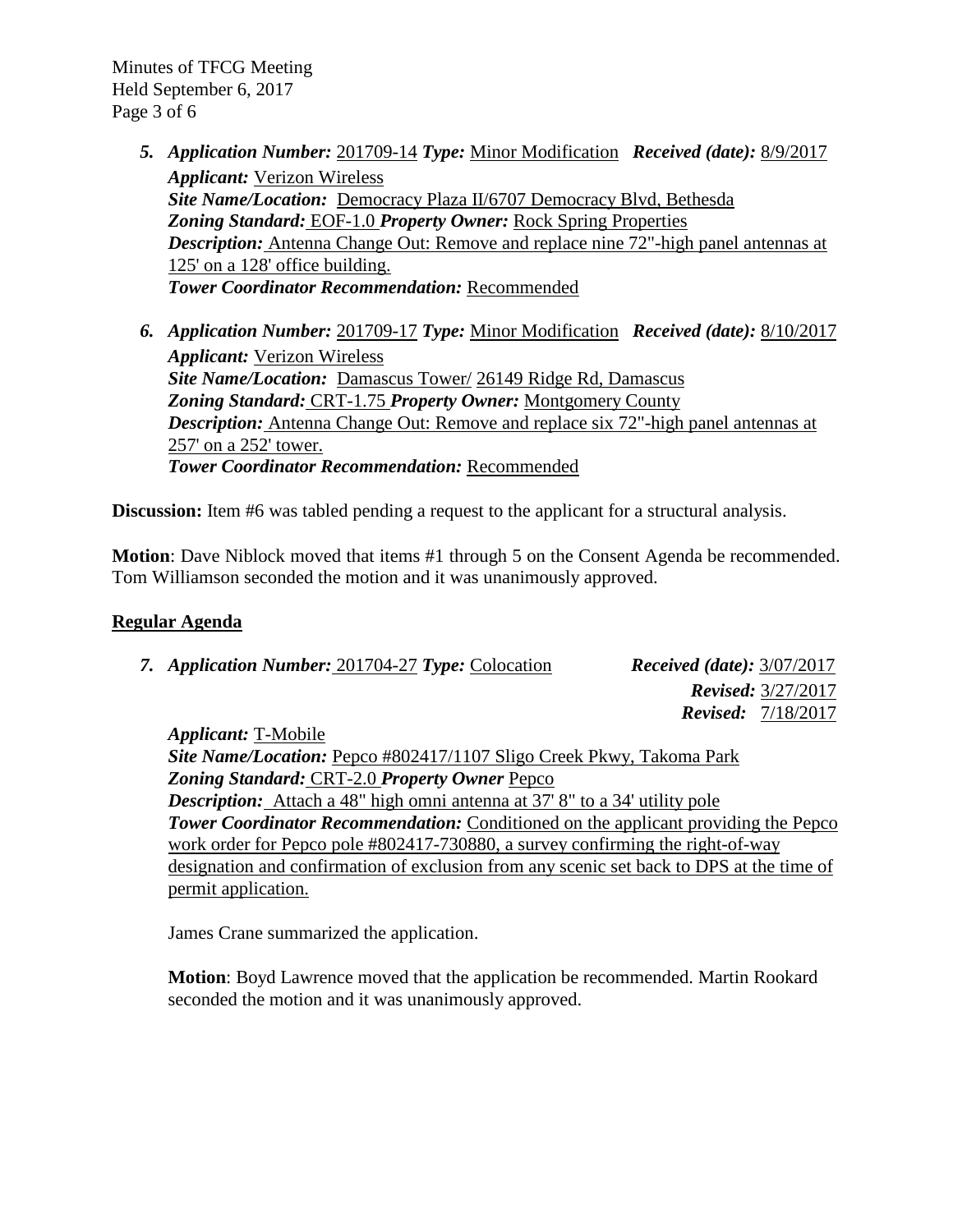5. ***Application Number:*** 201709-14 ***Type:*** Minor Modification ***Received (date):*** 8/9/2017
   ***Applicant:*** Verizon Wireless
   ***Site Name/Location:*** Democracy Plaza II/6707 Democracy Blvd, Bethesda
   ***Zoning Standard:*** EOF-1.0 ***Property Owner:*** Rock Spring Properties
   ***Description:*** Antenna Change Out: Remove and replace nine 72"-high panel antennas at 125' on a 128' office building.
   ***Tower Coordinator Recommendation:*** Recommended

6. ***Application Number:*** 201709-17 ***Type:*** Minor Modification ***Received (date):*** 8/10/2017
   ***Applicant:*** Verizon Wireless
   ***Site Name/Location:*** Damascus Tower/ 26149 Ridge Rd, Damascus
   ***Zoning Standard:*** CRT-1.75 ***Property Owner:*** Montgomery County
   ***Description:*** Antenna Change Out: Remove and replace six 72"-high panel antennas at 257' on a 252' tower.
   ***Tower Coordinator Recommendation:*** Recommended

**Discussion:** Item #6 was tabled pending a request to the applicant for a structural analysis.

**Motion**: Dave Niblock moved that items #1 through 5 on the Consent Agenda be recommended. Tom Williamson seconded the motion and it was unanimously approved.

## Regular Agenda

7. ***Application Number:*** 201704-27 ***Type:*** Colocation ***Received (date):*** 3/07/2017
   ***Revised:*** 3/27/2017
   ***Revised:*** 7/18/2017
   ***Applicant:*** T-Mobile
   ***Site Name/Location:*** Pepco #802417/1107 Sligo Creek Pkwy, Takoma Park
   ***Zoning Standard:*** CRT-2.0 ***Property Owner*** Pepco
   ***Description:*** Attach a 48" high omni antenna at 37' 8" to a 34' utility pole
   ***Tower Coordinator Recommendation:*** Conditioned on the applicant providing the Pepco work order for Pepco pole #802417-730880, a survey confirming the right-of-way designation and confirmation of exclusion from any scenic set back to DPS at the time of permit application.

   James Crane summarized the application.

   **Motion**: Boyd Lawrence moved that the application be recommended. Martin Rookard seconded the motion and it was unanimously approved.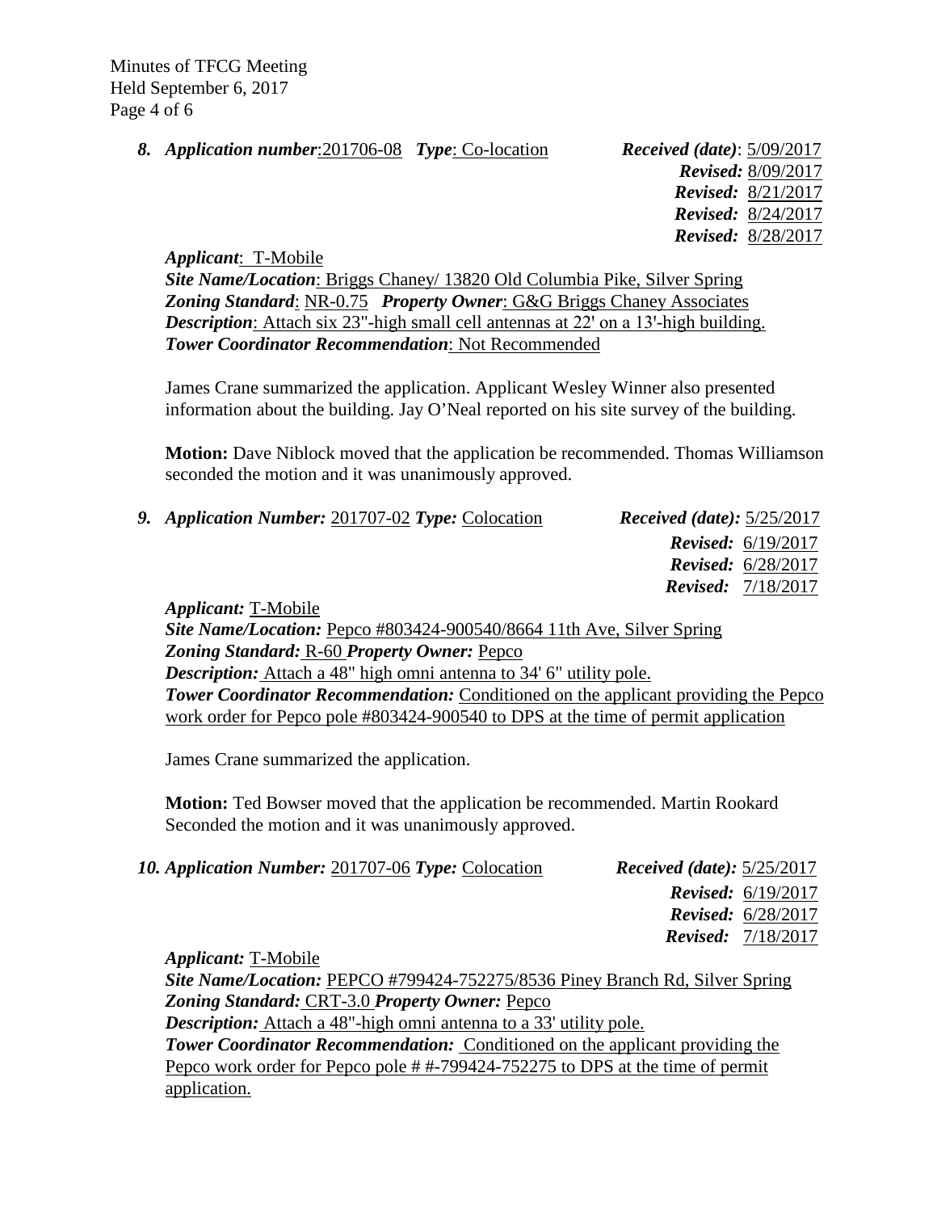***8. Application number***:201706-08 ***Type***: Co-location ***Received (date)***: 5/09/2017
***Revised:*** 8/09/2017
***Revised:*** 8/21/2017
***Revised:*** 8/24/2017
***Revised:*** 8/28/2017

***Applicant***: T-Mobile
***Site Name/Location***: Briggs Chaney/ 13820 Old Columbia Pike, Silver Spring
***Zoning Standard***: NR-0.75 ***Property Owner***: G&G Briggs Chaney Associates
***Description***: Attach six 23"-high small cell antennas at 22' on a 13'-high building.
***Tower Coordinator Recommendation***: Not Recommended

James Crane summarized the application. Applicant Wesley Winner also presented information about the building. Jay O'Neal reported on his site survey of the building.

**Motion:** Dave Niblock moved that the application be recommended. Thomas Williamson seconded the motion and it was unanimously approved.

***9. Application Number:*** 201707-02 ***Type:*** Colocation ***Received (date):*** 5/25/2017
***Revised:*** 6/19/2017
***Revised:*** 6/28/2017
***Revised:*** 7/18/2017

***Applicant:*** T-Mobile
***Site Name/Location:*** Pepco #803424-900540/8664 11th Ave, Silver Spring
***Zoning Standard:*** R-60 ***Property Owner:*** Pepco
***Description:*** Attach a 48" high omni antenna to 34' 6" utility pole.
***Tower Coordinator Recommendation:*** Conditioned on the applicant providing the Pepco work order for Pepco pole #803424-900540 to DPS at the time of permit application

James Crane summarized the application.

**Motion:** Ted Bowser moved that the application be recommended. Martin Rookard Seconded the motion and it was unanimously approved.

***10. Application Number:*** 201707-06 ***Type:*** Colocation ***Received (date):*** 5/25/2017
***Revised:*** 6/19/2017
***Revised:*** 6/28/2017
***Revised:*** 7/18/2017

***Applicant:*** T-Mobile
***Site Name/Location:*** PEPCO #799424-752275/8536 Piney Branch Rd, Silver Spring
***Zoning Standard:*** CRT-3.0 ***Property Owner:*** Pepco
***Description:*** Attach a 48"-high omni antenna to a 33' utility pole.
***Tower Coordinator Recommendation:*** Conditioned on the applicant providing the Pepco work order for Pepco pole # #-799424-752275 to DPS at the time of permit application.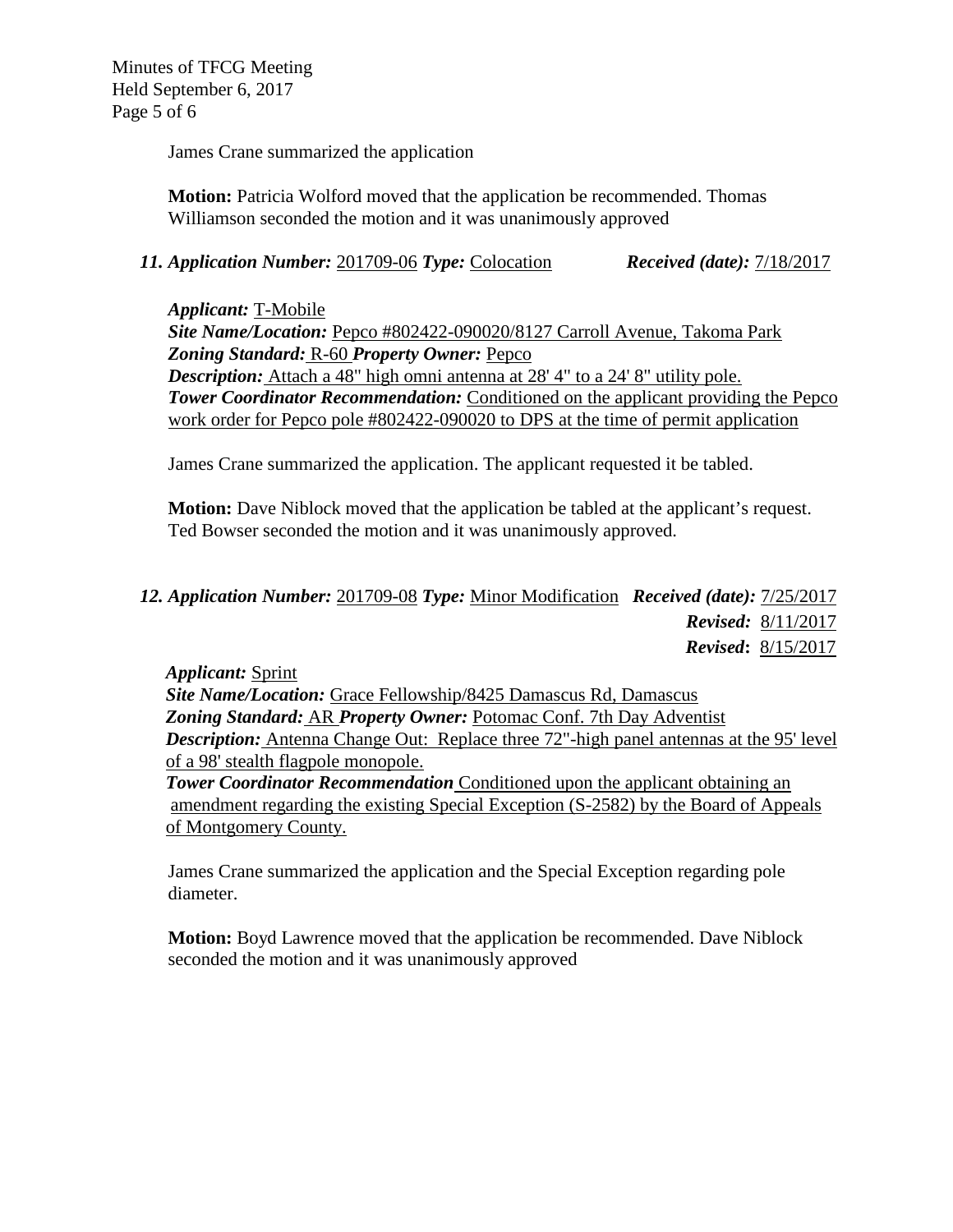James Crane summarized the application

**Motion:** Patricia Wolford moved that the application be recommended. Thomas Williamson seconded the motion and it was unanimously approved

***11. Application Number:*** 201709-06 ***Type:*** Colocation ***Received (date):*** 7/18/2017

***Applicant:*** T-Mobile
***Site Name/Location:*** Pepco #802422-090020/8127 Carroll Avenue, Takoma Park
***Zoning Standard:*** R-60 ***Property Owner:*** Pepco
***Description:*** Attach a 48" high omni antenna at 28' 4" to a 24' 8" utility pole.
***Tower Coordinator Recommendation:*** Conditioned on the applicant providing the Pepco work order for Pepco pole #802422-090020 to DPS at the time of permit application

James Crane summarized the application. The applicant requested it be tabled.

**Motion:** Dave Niblock moved that the application be tabled at the applicant's request. Ted Bowser seconded the motion and it was unanimously approved.

***12. Application Number:*** 201709-08 ***Type:*** Minor Modification ***Received (date):*** 7/25/2017
***Revised:*** 8/11/2017
***Revised:*** 8/15/2017

***Applicant:*** Sprint
***Site Name/Location:*** Grace Fellowship/8425 Damascus Rd, Damascus
***Zoning Standard:*** AR ***Property Owner:*** Potomac Conf. 7th Day Adventist
***Description:*** Antenna Change Out: Replace three 72"-high panel antennas at the 95' level of a 98' stealth flagpole monopole.
***Tower Coordinator Recommendation*** Conditioned upon the applicant obtaining an amendment regarding the existing Special Exception (S-2582) by the Board of Appeals of Montgomery County.

James Crane summarized the application and the Special Exception regarding pole diameter.

**Motion:** Boyd Lawrence moved that the application be recommended. Dave Niblock seconded the motion and it was unanimously approved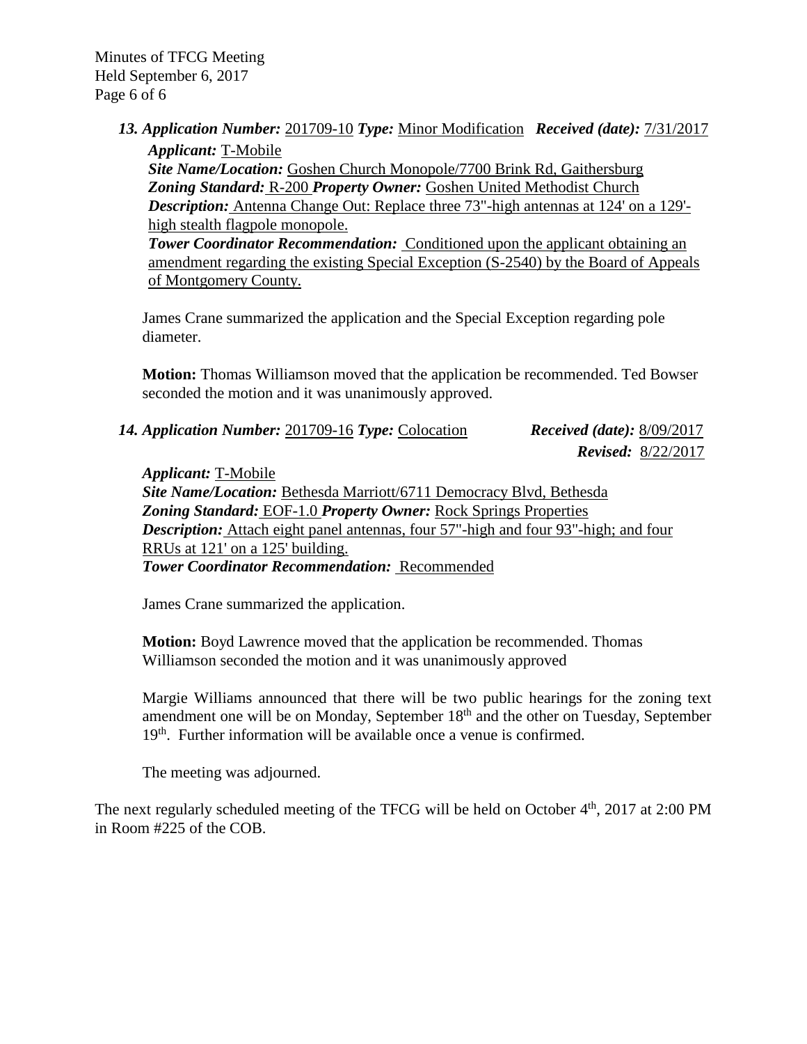**13. *Application Number:*** 201709-10 ***Type:*** Minor Modification ***Received (date):*** 7/31/2017

***Applicant:*** T-Mobile
***Site Name/Location:*** Goshen Church Monopole/7700 Brink Rd, Gaithersburg
***Zoning Standard:*** R-200 ***Property Owner:*** Goshen United Methodist Church
***Description:*** Antenna Change Out: Replace three 73"-high antennas at 124' on a 129'-high stealth flagpole monopole.
***Tower Coordinator Recommendation:*** Conditioned upon the applicant obtaining an amendment regarding the existing Special Exception (S-2540) by the Board of Appeals of Montgomery County.

James Crane summarized the application and the Special Exception regarding pole diameter.

**Motion:** Thomas Williamson moved that the application be recommended. Ted Bowser seconded the motion and it was unanimously approved.

**14. *Application Number:*** 201709-16 ***Type:*** Colocation ***Received (date):*** 8/09/2017
***Revised:*** 8/22/2017

***Applicant:*** T-Mobile
***Site Name/Location:*** Bethesda Marriott/6711 Democracy Blvd, Bethesda
***Zoning Standard:*** EOF-1.0 ***Property Owner:*** Rock Springs Properties
***Description:*** Attach eight panel antennas, four 57"-high and four 93"-high; and four RRUs at 121' on a 125' building.
***Tower Coordinator Recommendation:*** Recommended

James Crane summarized the application.

**Motion:** Boyd Lawrence moved that the application be recommended. Thomas Williamson seconded the motion and it was unanimously approved

Margie Williams announced that there will be two public hearings for the zoning text amendment one will be on Monday, September 18th and the other on Tuesday, September 19th. Further information will be available once a venue is confirmed.

The meeting was adjourned.

The next regularly scheduled meeting of the TFCG will be held on October 4th, 2017 at 2:00 PM in Room #225 of the COB.